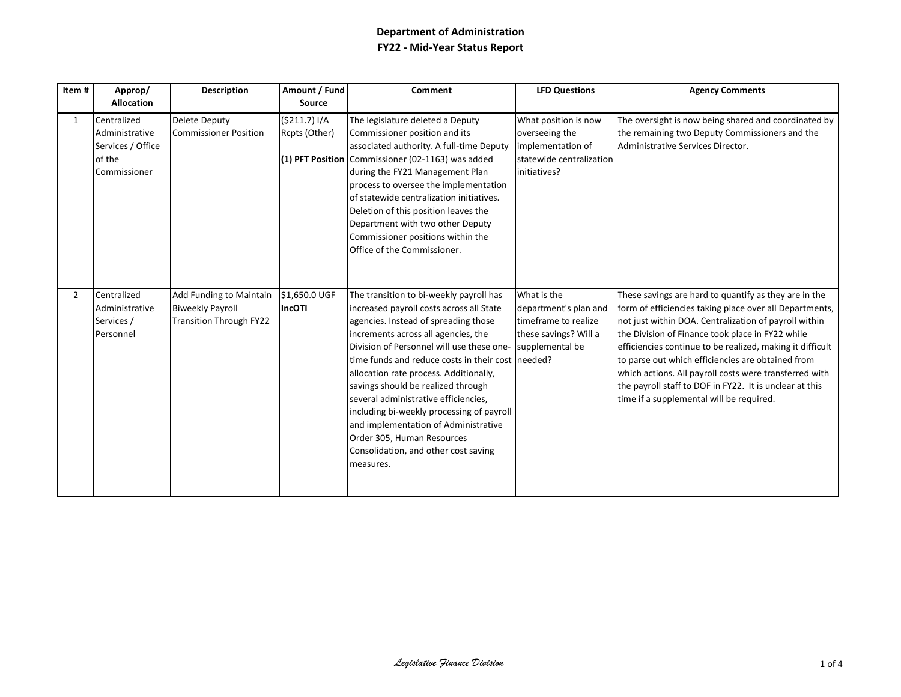# Department of Administration
## FY22 - Mid-Year Status Report

| Item # | Approp/ Allocation | Description | Amount / Fund Source | Comment | LFD Questions | Agency Comments |
|---|---|---|---|---|---|---|
| 1 | Centralized Administrative Services / Office of the Commissioner | Delete Deputy Commissioner Position | ($211.7) I/A Rcpts (Other) **(1) PFT Position** | The legislature deleted a Deputy Commissioner position and its associated authority. A full-time Deputy Commissioner (02-1163) was added during the FY21 Management Plan process to oversee the implementation of statewide centralization initiatives. Deletion of this position leaves the Department with two other Deputy Commissioner positions within the Office of the Commissioner. | What position is now overseeing the implementation of statewide centralization initiatives? | The oversight is now being shared and coordinated by the remaining two Deputy Commissioners and the Administrative Services Director. |
| 2 | Centralized Administrative Services / Personnel | Add Funding to Maintain Biweekly Payroll Transition Through FY22 | $1,650.0 UGF **IncOTI** | The transition to bi-weekly payroll has increased payroll costs across all State agencies. Instead of spreading those increments across all agencies, the Division of Personnel will use these one-time funds and reduce costs in their cost allocation rate process. Additionally, savings should be realized through several administrative efficiencies, including bi-weekly processing of payroll and implementation of Administrative Order 305, Human Resources Consolidation, and other cost saving measures. | What is the department's plan and timeframe to realize these savings? Will a supplemental be needed? | These savings are hard to quantify as they are in the form of efficiencies taking place over all Departments, not just within DOA. Centralization of payroll within the Division of Finance took place in FY22 while efficiencies continue to be realized, making it difficult to parse out which efficiencies are obtained from which actions. All payroll costs were transferred with the payroll staff to DOF in FY22. It is unclear at this time if a supplemental will be required. |

*Legislative Finance Division*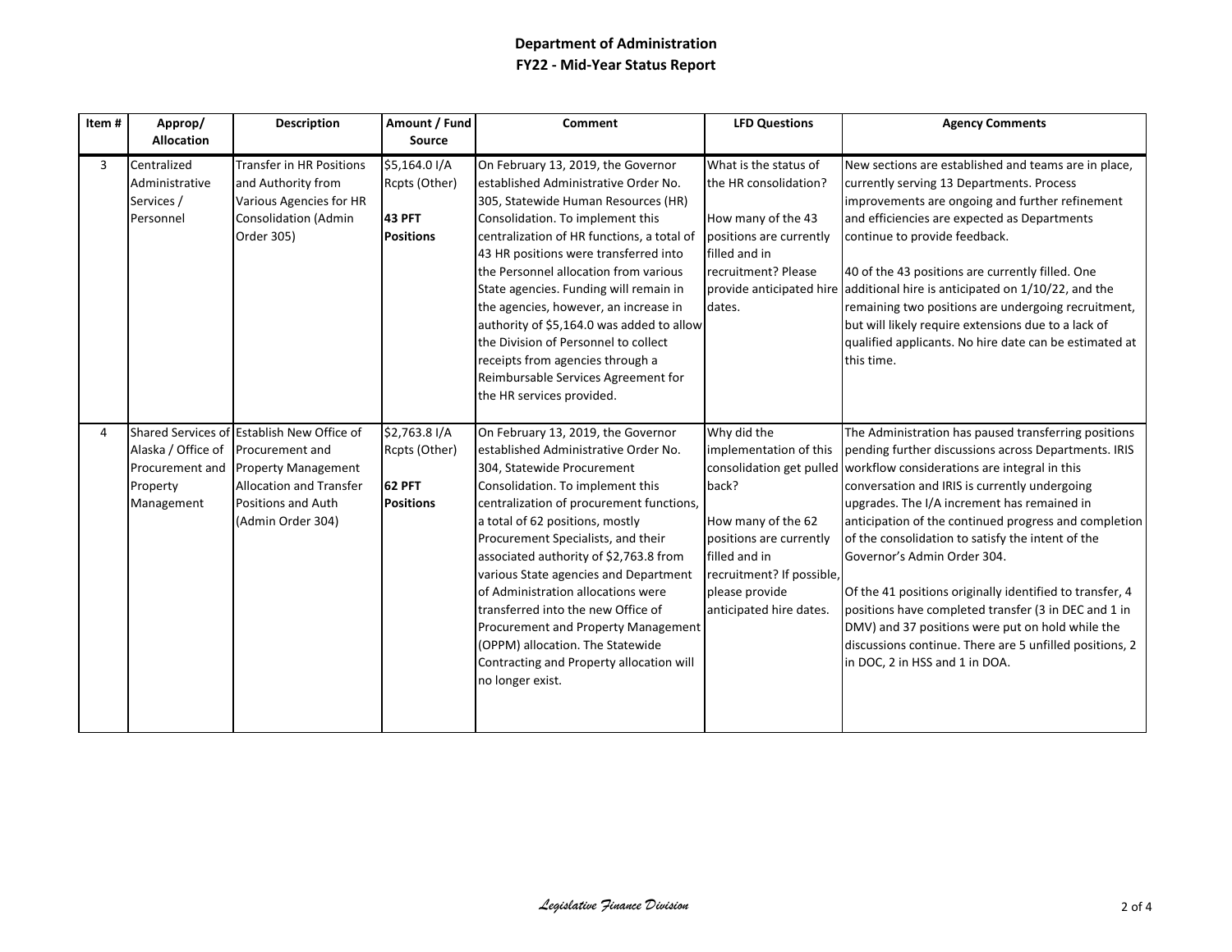# Department of Administration
## FY22 - Mid-Year Status Report

| Item # | Approp/ Allocation | Description | Amount / Fund Source | Comment | LFD Questions | Agency Comments |
|---|---|---|---|---|---|---|
| 3 | Centralized Administrative Services / Personnel | Transfer in HR Positions and Authority from Various Agencies for HR Consolidation (Admin Order 305) | $5,164.0 I/A Rcpts (Other)<br><br>**43 PFT Positions** | On February 13, 2019, the Governor established Administrative Order No. 305, Statewide Human Resources (HR) Consolidation. To implement this centralization of HR functions, a total of 43 HR positions were transferred into the Personnel allocation from various State agencies. Funding will remain in the agencies, however, an increase in authority of $5,164.0 was added to allow the Division of Personnel to collect receipts from agencies through a Reimbursable Services Agreement for the HR services provided. | What is the status of the HR consolidation?<br><br>How many of the 43 positions are currently filled and in recruitment? Please provide anticipated hire dates. | New sections are established and teams are in place, currently serving 13 Departments. Process improvements are ongoing and further refinement and efficiencies are expected as Departments continue to provide feedback.<br><br>40 of the 43 positions are currently filled. One additional hire is anticipated on 1/10/22, and the remaining two positions are undergoing recruitment, but will likely require extensions due to a lack of qualified applicants. No hire date can be estimated at this time. |
| 4 | Shared Services of Alaska / Office of Procurement and Property Management | Establish New Office of Procurement and Property Management Allocation and Transfer Positions and Auth (Admin Order 304) | $2,763.8 I/A Rcpts (Other)<br><br>**62 PFT Positions** | On February 13, 2019, the Governor established Administrative Order No. 304, Statewide Procurement Consolidation. To implement this centralization of procurement functions, a total of 62 positions, mostly Procurement Specialists, and their associated authority of $2,763.8 from various State agencies and Department of Administration allocations were transferred into the new Office of Procurement and Property Management (OPPM) allocation. The Statewide Contracting and Property allocation will no longer exist. | Why did the implementation of this consolidation get pulled back?<br><br>How many of the 62 positions are currently filled and in recruitment? If possible, please provide anticipated hire dates. | The Administration has paused transferring positions pending further discussions across Departments. IRIS workflow considerations are integral in this conversation and IRIS is currently undergoing upgrades. The I/A increment has remained in anticipation of the continued progress and completion of the consolidation to satisfy the intent of the Governor's Admin Order 304.<br><br>Of the 41 positions originally identified to transfer, 4 positions have completed transfer (3 in DEC and 1 in DMV) and 37 positions were put on hold while the discussions continue. There are 5 unfilled positions, 2 in DOC, 2 in HSS and 1 in DOA. |

*Legislative Finance Division*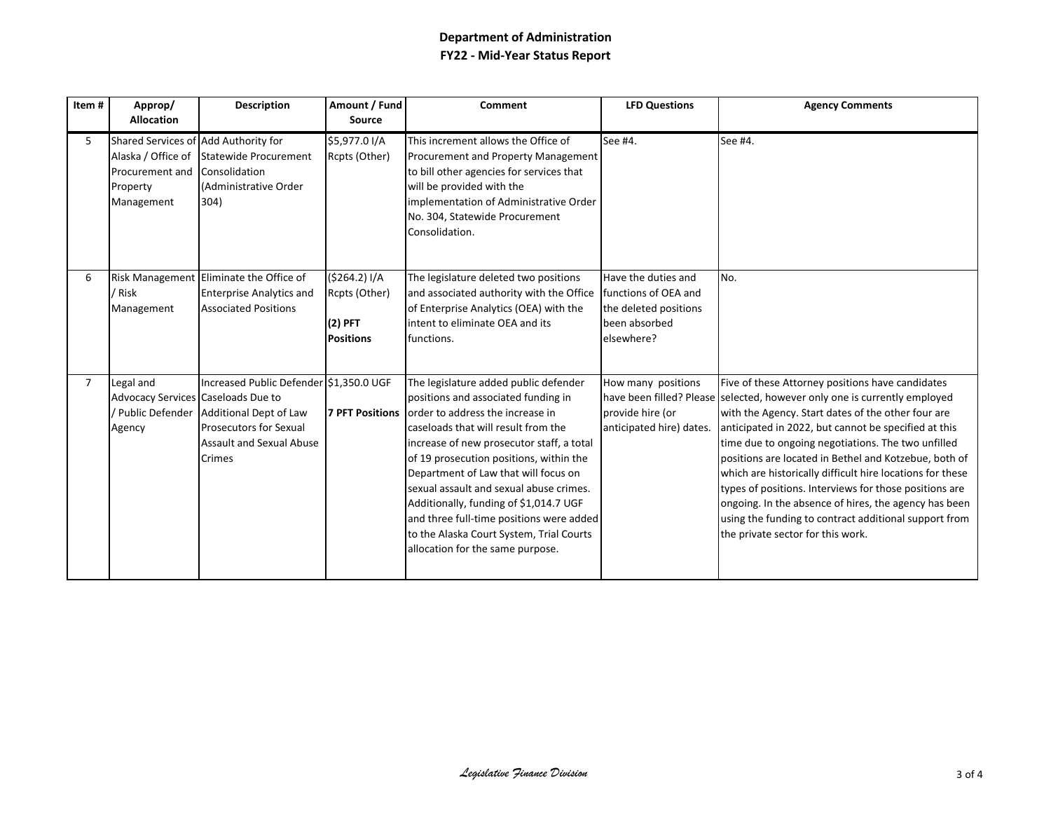**Department of Administration**
**FY22 - Mid-Year Status Report**

| Item # | Approp/ Allocation | Description | Amount / Fund Source | Comment | LFD Questions | Agency Comments |
|---|---|---|---|---|---|---|
| 5 | Shared Services of Alaska / Office of Procurement and Property Management | Add Authority for Statewide Procurement Consolidation (Administrative Order 304) | $5,977.0 I/A Rcpts (Other) | This increment allows the Office of Procurement and Property Management to bill other agencies for services that will be provided with the implementation of Administrative Order No. 304, Statewide Procurement Consolidation. | See #4. | See #4. |
| 6 | Risk Management / Risk Management | Eliminate the Office of Enterprise Analytics and Associated Positions | ($264.2) I/A Rcpts (Other) **(2) PFT Positions** | The legislature deleted two positions and associated authority with the Office of Enterprise Analytics (OEA) with the intent to eliminate OEA and its functions. | Have the duties and functions of OEA and the deleted positions been absorbed elsewhere? | No. |
| 7 | Legal and Advocacy Services / Public Defender Agency | Increased Public Defender Caseloads Due to Additional Dept of Law Prosecutors for Sexual Assault and Sexual Abuse Crimes | $1,350.0 UGF **7 PFT Positions** | The legislature added public defender positions and associated funding in order to address the increase in caseloads that will result from the increase of new prosecutor staff, a total of 19 prosecution positions, within the Department of Law that will focus on sexual assault and sexual abuse crimes. Additionally, funding of $1,014.7 UGF and three full-time positions were added to the Alaska Court System, Trial Courts allocation for the same purpose. | How many positions have been filled? Please provide hire (or anticipated hire) dates. | Five of these Attorney positions have candidates selected, however only one is currently employed with the Agency. Start dates of the other four are anticipated in 2022, but cannot be specified at this time due to ongoing negotiations. The two unfilled positions are located in Bethel and Kotzebue, both of which are historically difficult hire locations for these types of positions. Interviews for those positions are ongoing. In the absence of hires, the agency has been using the funding to contract additional support from the private sector for this work. |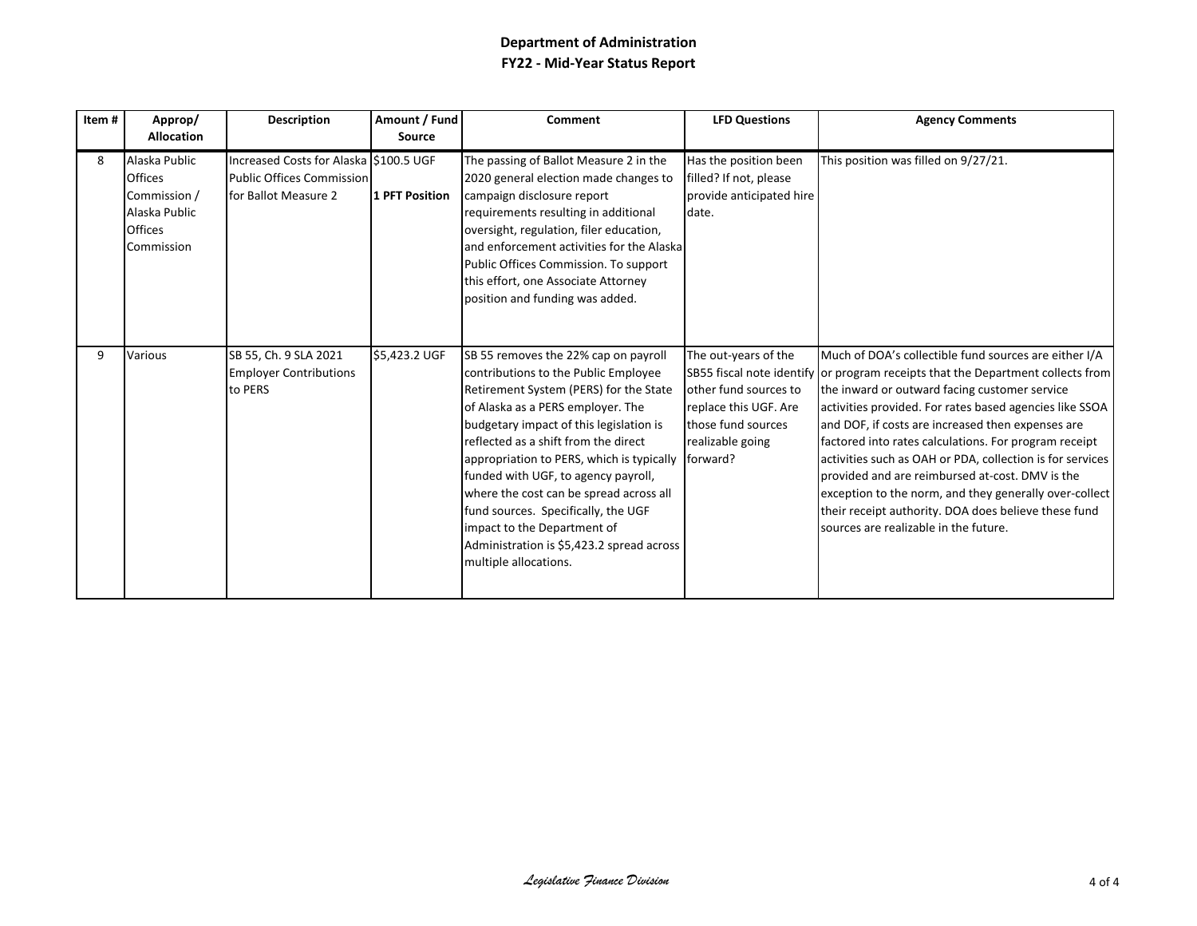## Department of Administration
## FY22 - Mid-Year Status Report

| Item # | Approp/ Allocation | Description | Amount / Fund Source | Comment | LFD Questions | Agency Comments |
|---|---|---|---|---|---|---|
| 8 | Alaska Public Offices Commission / Alaska Public Offices Commission | Increased Costs for Alaska Public Offices Commission for Ballot Measure 2 | $100.5 UGF<br><br>**1 PFT Position** | The passing of Ballot Measure 2 in the 2020 general election made changes to campaign disclosure report requirements resulting in additional oversight, regulation, filer education, and enforcement activities for the Alaska Public Offices Commission. To support this effort, one Associate Attorney position and funding was added. | Has the position been filled? If not, please provide anticipated hire date. | This position was filled on 9/27/21. |
| 9 | Various | SB 55, Ch. 9 SLA 2021 Employer Contributions to PERS | $5,423.2 UGF | SB 55 removes the 22% cap on payroll contributions to the Public Employee Retirement System (PERS) for the State of Alaska as a PERS employer. The budgetary impact of this legislation is reflected as a shift from the direct appropriation to PERS, which is typically funded with UGF, to agency payroll, where the cost can be spread across all fund sources. Specifically, the UGF impact to the Department of Administration is $5,423.2 spread across multiple allocations. | The out-years of the SB55 fiscal note identify other fund sources to replace this UGF. Are those fund sources realizable going forward? | Much of DOA's collectible fund sources are either I/A or program receipts that the Department collects from the inward or outward facing customer service activities provided. For rates based agencies like SSOA and DOF, if costs are increased then expenses are factored into rates calculations. For program receipt activities such as OAH or PDA, collection is for services provided and are reimbursed at-cost. DMV is the exception to the norm, and they generally over-collect their receipt authority. DOA does believe these fund sources are realizable in the future. |

*Legislative Finance Division*